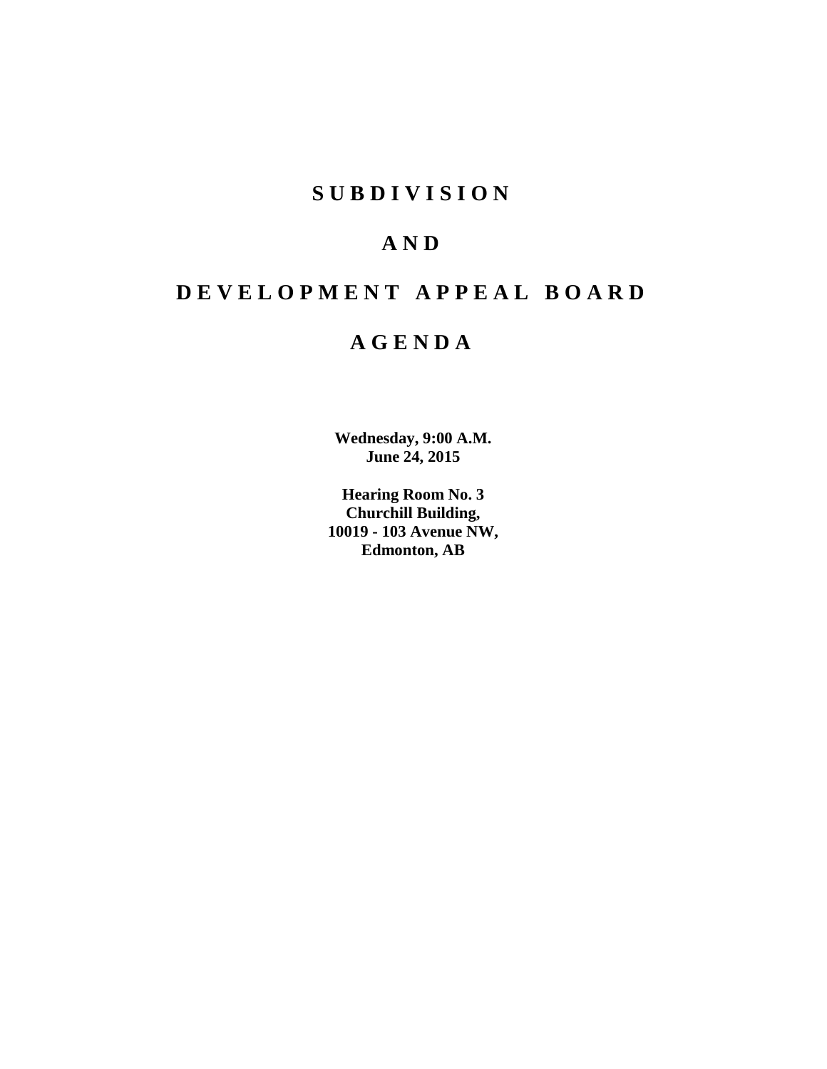# S U B D I V I S I O N

# A N D

# D E V E L O P M E N T A P P E A L B O A R D

# A G E N D A

**Wednesday, 9:00 A.M.**
**June 24, 2015**

**Hearing Room No. 3**
**Churchill Building,**
**10019 - 103 Avenue NW,**
**Edmonton, AB**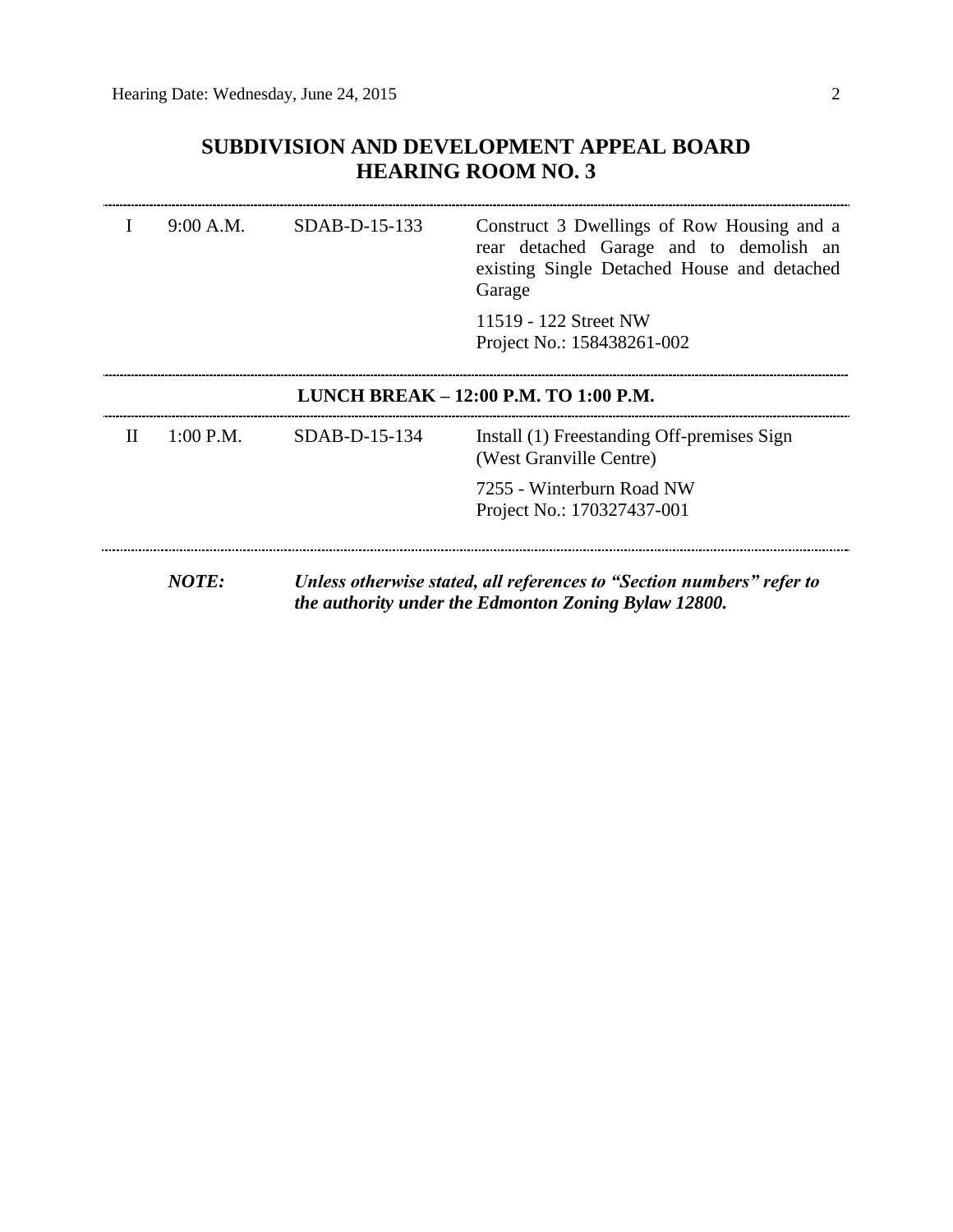# SUBDIVISION AND DEVELOPMENT APPEAL BOARD
# HEARING ROOM NO. 3

| | | | |
|---|---|---|---|
| I | 9:00 A.M. | SDAB-D-15-133 | Construct 3 Dwellings of Row Housing and a rear detached Garage and to demolish an existing Single Detached House and detached Garage<br><br>11519 - 122 Street NW<br>Project No.: 158438261-002 |

**LUNCH BREAK – 12:00 P.M. TO 1:00 P.M.**

| | | | |
|---|---|---|---|
| II | 1:00 P.M. | SDAB-D-15-134 | Install (1) Freestanding Off-premises Sign (West Granville Centre)<br><br>7255 - Winterburn Road NW<br>Project No.: 170327437-001 |

***NOTE:*** ***Unless otherwise stated, all references to "Section numbers" refer to the authority under the Edmonton Zoning Bylaw 12800.***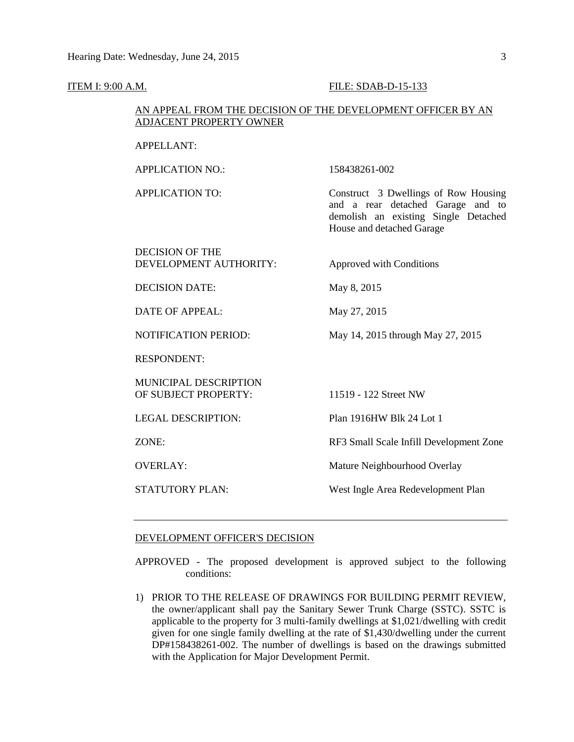ITEM I: 9:00 A.M. FILE: SDAB-D-15-133

AN APPEAL FROM THE DECISION OF THE DEVELOPMENT OFFICER BY AN ADJACENT PROPERTY OWNER

| | |
|---|---|
| APPELLANT: | |
| APPLICATION NO.: | 158438261-002 |
| APPLICATION TO: | Construct 3 Dwellings of Row Housing and a rear detached Garage and to demolish an existing Single Detached House and detached Garage |
| DECISION OF THE DEVELOPMENT AUTHORITY: | Approved with Conditions |
| DECISION DATE: | May 8, 2015 |
| DATE OF APPEAL: | May 27, 2015 |
| NOTIFICATION PERIOD: | May 14, 2015 through May 27, 2015 |
| RESPONDENT: | |
| MUNICIPAL DESCRIPTION OF SUBJECT PROPERTY: | 11519 - 122 Street NW |
| LEGAL DESCRIPTION: | Plan 1916HW Blk 24 Lot 1 |
| ZONE: | RF3 Small Scale Infill Development Zone |
| OVERLAY: | Mature Neighbourhood Overlay |
| STATUTORY PLAN: | West Ingle Area Redevelopment Plan |

---

DEVELOPMENT OFFICER'S DECISION

APPROVED - The proposed development is approved subject to the following conditions:

1) PRIOR TO THE RELEASE OF DRAWINGS FOR BUILDING PERMIT REVIEW, the owner/applicant shall pay the Sanitary Sewer Trunk Charge (SSTC). SSTC is applicable to the property for 3 multi-family dwellings at $1,021/dwelling with credit given for one single family dwelling at the rate of $1,430/dwelling under the current DP#158438261-002. The number of dwellings is based on the drawings submitted with the Application for Major Development Permit.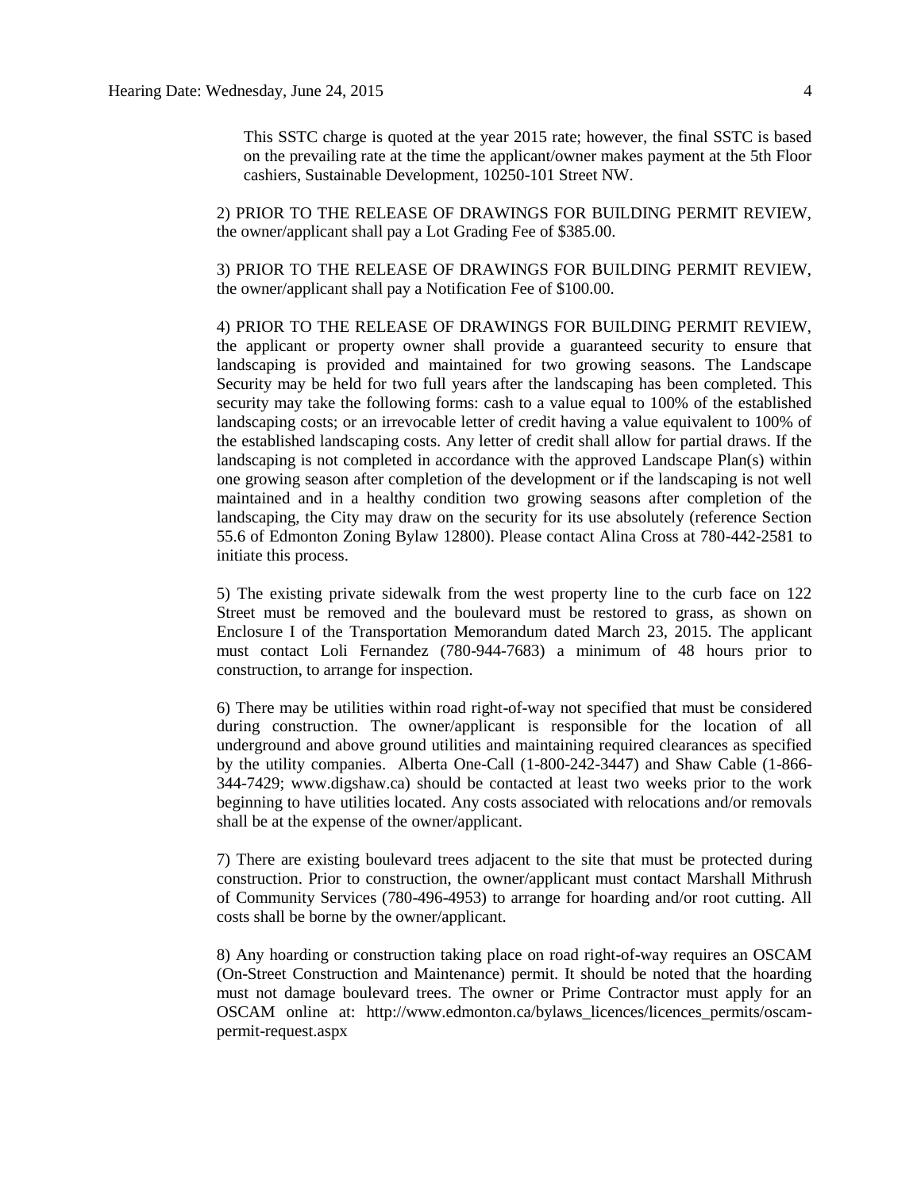This SSTC charge is quoted at the year 2015 rate; however, the final SSTC is based on the prevailing rate at the time the applicant/owner makes payment at the 5th Floor cashiers, Sustainable Development, 10250-101 Street NW.

2) PRIOR TO THE RELEASE OF DRAWINGS FOR BUILDING PERMIT REVIEW, the owner/applicant shall pay a Lot Grading Fee of $385.00.

3) PRIOR TO THE RELEASE OF DRAWINGS FOR BUILDING PERMIT REVIEW, the owner/applicant shall pay a Notification Fee of $100.00.

4) PRIOR TO THE RELEASE OF DRAWINGS FOR BUILDING PERMIT REVIEW, the applicant or property owner shall provide a guaranteed security to ensure that landscaping is provided and maintained for two growing seasons. The Landscape Security may be held for two full years after the landscaping has been completed. This security may take the following forms: cash to a value equal to 100% of the established landscaping costs; or an irrevocable letter of credit having a value equivalent to 100% of the established landscaping costs. Any letter of credit shall allow for partial draws. If the landscaping is not completed in accordance with the approved Landscape Plan(s) within one growing season after completion of the development or if the landscaping is not well maintained and in a healthy condition two growing seasons after completion of the landscaping, the City may draw on the security for its use absolutely (reference Section 55.6 of Edmonton Zoning Bylaw 12800). Please contact Alina Cross at 780-442-2581 to initiate this process.

5) The existing private sidewalk from the west property line to the curb face on 122 Street must be removed and the boulevard must be restored to grass, as shown on Enclosure I of the Transportation Memorandum dated March 23, 2015. The applicant must contact Loli Fernandez (780-944-7683) a minimum of 48 hours prior to construction, to arrange for inspection.

6) There may be utilities within road right-of-way not specified that must be considered during construction. The owner/applicant is responsible for the location of all underground and above ground utilities and maintaining required clearances as specified by the utility companies. Alberta One-Call (1-800-242-3447) and Shaw Cable (1-866-344-7429; www.digshaw.ca) should be contacted at least two weeks prior to the work beginning to have utilities located. Any costs associated with relocations and/or removals shall be at the expense of the owner/applicant.

7) There are existing boulevard trees adjacent to the site that must be protected during construction. Prior to construction, the owner/applicant must contact Marshall Mithrush of Community Services (780-496-4953) to arrange for hoarding and/or root cutting. All costs shall be borne by the owner/applicant.

8) Any hoarding or construction taking place on road right-of-way requires an OSCAM (On-Street Construction and Maintenance) permit. It should be noted that the hoarding must not damage boulevard trees. The owner or Prime Contractor must apply for an OSCAM online at: http://www.edmonton.ca/bylaws_licences/licences_permits/oscam-permit-request.aspx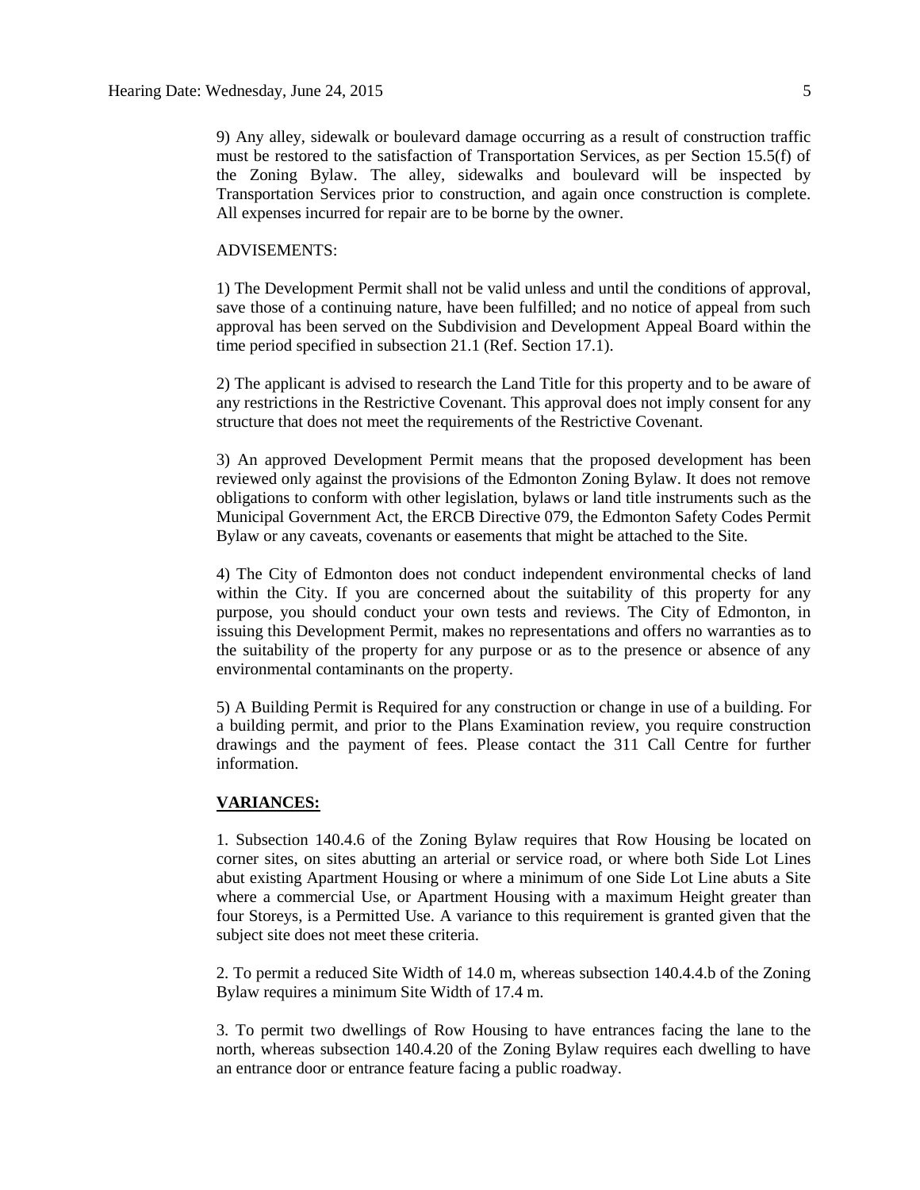9) Any alley, sidewalk or boulevard damage occurring as a result of construction traffic must be restored to the satisfaction of Transportation Services, as per Section 15.5(f) of the Zoning Bylaw. The alley, sidewalks and boulevard will be inspected by Transportation Services prior to construction, and again once construction is complete. All expenses incurred for repair are to be borne by the owner.

ADVISEMENTS:

1) The Development Permit shall not be valid unless and until the conditions of approval, save those of a continuing nature, have been fulfilled; and no notice of appeal from such approval has been served on the Subdivision and Development Appeal Board within the time period specified in subsection 21.1 (Ref. Section 17.1).

2) The applicant is advised to research the Land Title for this property and to be aware of any restrictions in the Restrictive Covenant. This approval does not imply consent for any structure that does not meet the requirements of the Restrictive Covenant.

3) An approved Development Permit means that the proposed development has been reviewed only against the provisions of the Edmonton Zoning Bylaw. It does not remove obligations to conform with other legislation, bylaws or land title instruments such as the Municipal Government Act, the ERCB Directive 079, the Edmonton Safety Codes Permit Bylaw or any caveats, covenants or easements that might be attached to the Site.

4) The City of Edmonton does not conduct independent environmental checks of land within the City. If you are concerned about the suitability of this property for any purpose, you should conduct your own tests and reviews. The City of Edmonton, in issuing this Development Permit, makes no representations and offers no warranties as to the suitability of the property for any purpose or as to the presence or absence of any environmental contaminants on the property.

5) A Building Permit is Required for any construction or change in use of a building. For a building permit, and prior to the Plans Examination review, you require construction drawings and the payment of fees. Please contact the 311 Call Centre for further information.

**VARIANCES:**

1. Subsection 140.4.6 of the Zoning Bylaw requires that Row Housing be located on corner sites, on sites abutting an arterial or service road, or where both Side Lot Lines abut existing Apartment Housing or where a minimum of one Side Lot Line abuts a Site where a commercial Use, or Apartment Housing with a maximum Height greater than four Storeys, is a Permitted Use. A variance to this requirement is granted given that the subject site does not meet these criteria.

2. To permit a reduced Site Width of 14.0 m, whereas subsection 140.4.4.b of the Zoning Bylaw requires a minimum Site Width of 17.4 m.

3. To permit two dwellings of Row Housing to have entrances facing the lane to the north, whereas subsection 140.4.20 of the Zoning Bylaw requires each dwelling to have an entrance door or entrance feature facing a public roadway.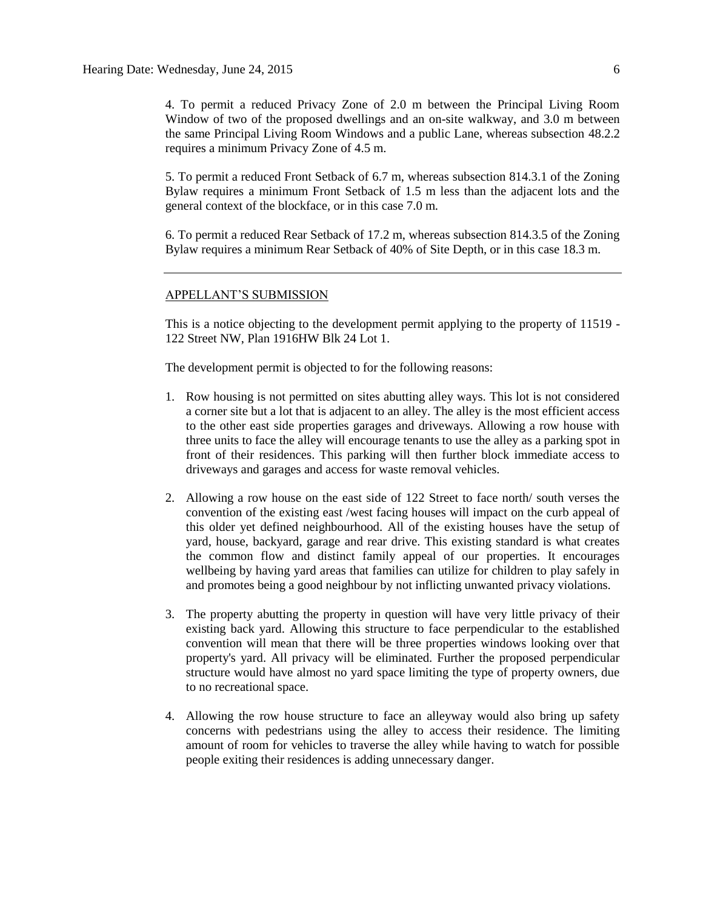4. To permit a reduced Privacy Zone of 2.0 m between the Principal Living Room Window of two of the proposed dwellings and an on-site walkway, and 3.0 m between the same Principal Living Room Windows and a public Lane, whereas subsection 48.2.2 requires a minimum Privacy Zone of 4.5 m.

5. To permit a reduced Front Setback of 6.7 m, whereas subsection 814.3.1 of the Zoning Bylaw requires a minimum Front Setback of 1.5 m less than the adjacent lots and the general context of the blockface, or in this case 7.0 m.

6. To permit a reduced Rear Setback of 17.2 m, whereas subsection 814.3.5 of the Zoning Bylaw requires a minimum Rear Setback of 40% of Site Depth, or in this case 18.3 m.

---

## APPELLANT'S SUBMISSION

This is a notice objecting to the development permit applying to the property of 11519 - 122 Street NW, Plan 1916HW Blk 24 Lot 1.

The development permit is objected to for the following reasons:

1. Row housing is not permitted on sites abutting alley ways. This lot is not considered a corner site but a lot that is adjacent to an alley. The alley is the most efficient access to the other east side properties garages and driveways. Allowing a row house with three units to face the alley will encourage tenants to use the alley as a parking spot in front of their residences. This parking will then further block immediate access to driveways and garages and access for waste removal vehicles.

2. Allowing a row house on the east side of 122 Street to face north/ south verses the convention of the existing east /west facing houses will impact on the curb appeal of this older yet defined neighbourhood. All of the existing houses have the setup of yard, house, backyard, garage and rear drive. This existing standard is what creates the common flow and distinct family appeal of our properties. It encourages wellbeing by having yard areas that families can utilize for children to play safely in and promotes being a good neighbour by not inflicting unwanted privacy violations.

3. The property abutting the property in question will have very little privacy of their existing back yard. Allowing this structure to face perpendicular to the established convention will mean that there will be three properties windows looking over that property's yard. All privacy will be eliminated. Further the proposed perpendicular structure would have almost no yard space limiting the type of property owners, due to no recreational space.

4. Allowing the row house structure to face an alleyway would also bring up safety concerns with pedestrians using the alley to access their residence. The limiting amount of room for vehicles to traverse the alley while having to watch for possible people exiting their residences is adding unnecessary danger.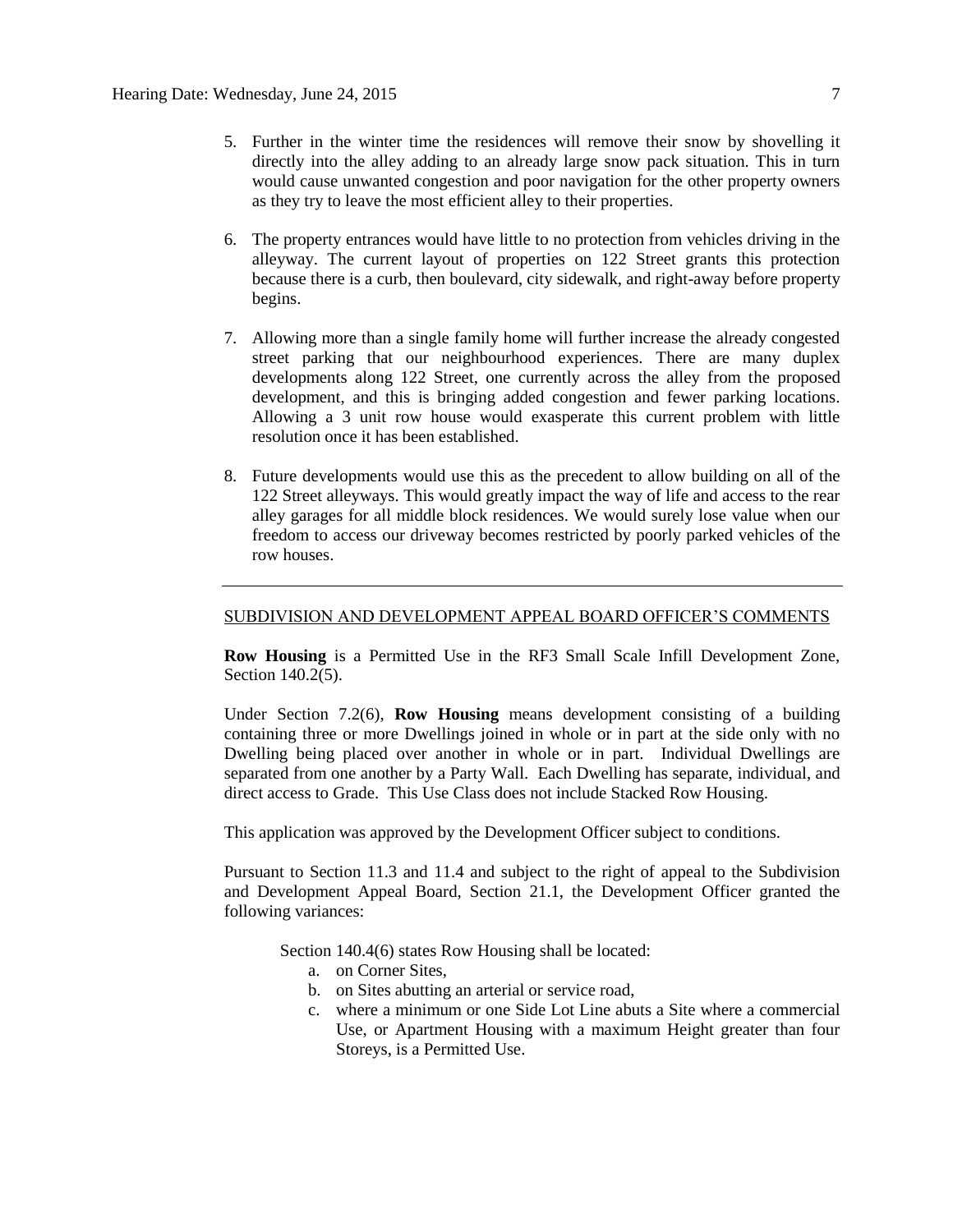5. Further in the winter time the residences will remove their snow by shovelling it directly into the alley adding to an already large snow pack situation. This in turn would cause unwanted congestion and poor navigation for the other property owners as they try to leave the most efficient alley to their properties.

6. The property entrances would have little to no protection from vehicles driving in the alleyway. The current layout of properties on 122 Street grants this protection because there is a curb, then boulevard, city sidewalk, and right-away before property begins.

7. Allowing more than a single family home will further increase the already congested street parking that our neighbourhood experiences. There are many duplex developments along 122 Street, one currently across the alley from the proposed development, and this is bringing added congestion and fewer parking locations. Allowing a 3 unit row house would exasperate this current problem with little resolution once it has been established.

8. Future developments would use this as the precedent to allow building on all of the 122 Street alleyways. This would greatly impact the way of life and access to the rear alley garages for all middle block residences. We would surely lose value when our freedom to access our driveway becomes restricted by poorly parked vehicles of the row houses.

---

SUBDIVISION AND DEVELOPMENT APPEAL BOARD OFFICER'S COMMENTS

**Row Housing** is a Permitted Use in the RF3 Small Scale Infill Development Zone, Section 140.2(5).

Under Section 7.2(6), **Row Housing** means development consisting of a building containing three or more Dwellings joined in whole or in part at the side only with no Dwelling being placed over another in whole or in part. Individual Dwellings are separated from one another by a Party Wall. Each Dwelling has separate, individual, and direct access to Grade. This Use Class does not include Stacked Row Housing.

This application was approved by the Development Officer subject to conditions.

Pursuant to Section 11.3 and 11.4 and subject to the right of appeal to the Subdivision and Development Appeal Board, Section 21.1, the Development Officer granted the following variances:

Section 140.4(6) states Row Housing shall be located:

a. on Corner Sites,
b. on Sites abutting an arterial or service road,
c. where a minimum or one Side Lot Line abuts a Site where a commercial Use, or Apartment Housing with a maximum Height greater than four Storeys, is a Permitted Use.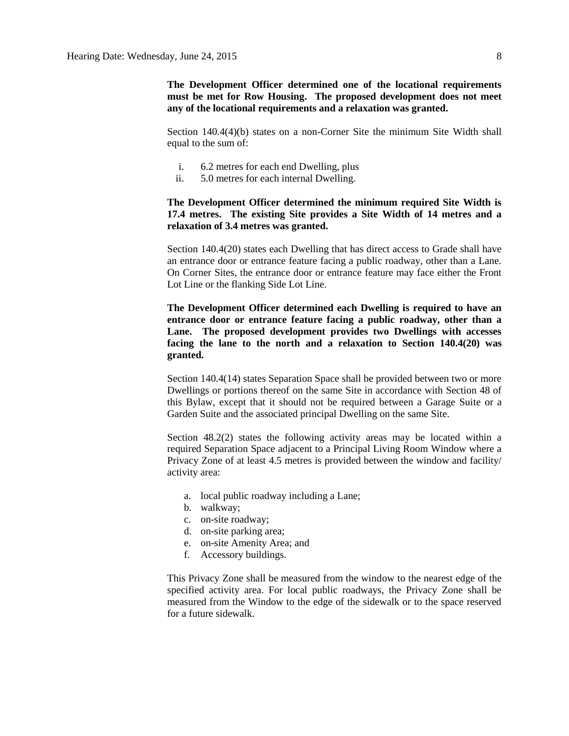**The Development Officer determined one of the locational requirements must be met for Row Housing. The proposed development does not meet any of the locational requirements and a relaxation was granted.**

Section 140.4(4)(b) states on a non-Corner Site the minimum Site Width shall equal to the sum of:

i. 6.2 metres for each end Dwelling, plus
ii. 5.0 metres for each internal Dwelling.

**The Development Officer determined the minimum required Site Width is 17.4 metres. The existing Site provides a Site Width of 14 metres and a relaxation of 3.4 metres was granted.**

Section 140.4(20) states each Dwelling that has direct access to Grade shall have an entrance door or entrance feature facing a public roadway, other than a Lane. On Corner Sites, the entrance door or entrance feature may face either the Front Lot Line or the flanking Side Lot Line.

**The Development Officer determined each Dwelling is required to have an entrance door or entrance feature facing a public roadway, other than a Lane. The proposed development provides two Dwellings with accesses facing the lane to the north and a relaxation to Section 140.4(20) was granted.**

Section 140.4(14) states Separation Space shall be provided between two or more Dwellings or portions thereof on the same Site in accordance with Section 48 of this Bylaw, except that it should not be required between a Garage Suite or a Garden Suite and the associated principal Dwelling on the same Site.

Section 48.2(2) states the following activity areas may be located within a required Separation Space adjacent to a Principal Living Room Window where a Privacy Zone of at least 4.5 metres is provided between the window and facility/ activity area:

a. local public roadway including a Lane;
b. walkway;
c. on-site roadway;
d. on-site parking area;
e. on-site Amenity Area; and
f. Accessory buildings.

This Privacy Zone shall be measured from the window to the nearest edge of the specified activity area. For local public roadways, the Privacy Zone shall be measured from the Window to the edge of the sidewalk or to the space reserved for a future sidewalk.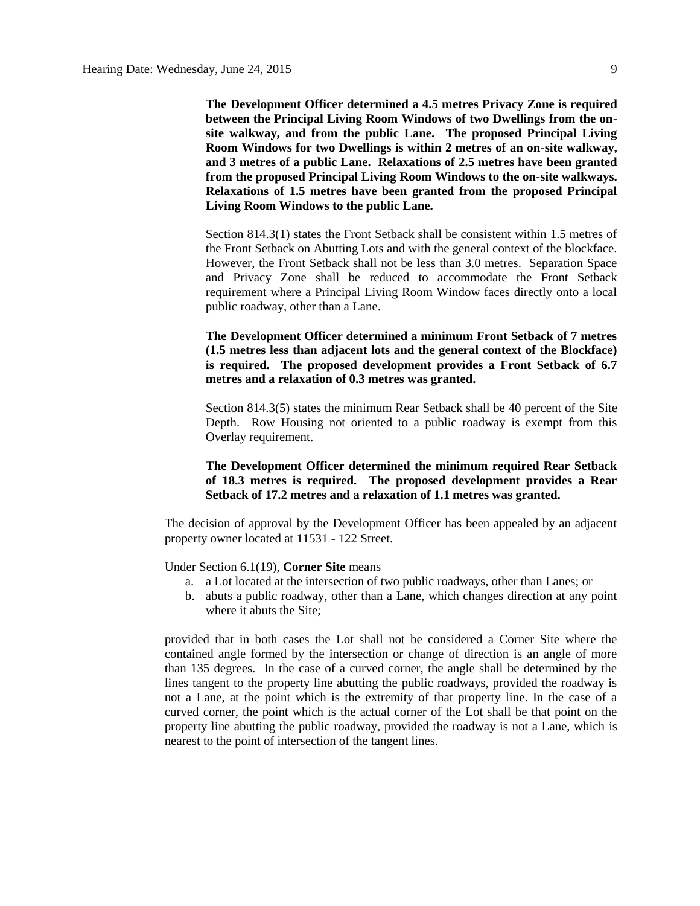**The Development Officer determined a 4.5 metres Privacy Zone is required between the Principal Living Room Windows of two Dwellings from the on-site walkway, and from the public Lane. The proposed Principal Living Room Windows for two Dwellings is within 2 metres of an on-site walkway, and 3 metres of a public Lane. Relaxations of 2.5 metres have been granted from the proposed Principal Living Room Windows to the on-site walkways. Relaxations of 1.5 metres have been granted from the proposed Principal Living Room Windows to the public Lane.**

Section 814.3(1) states the Front Setback shall be consistent within 1.5 metres of the Front Setback on Abutting Lots and with the general context of the blockface. However, the Front Setback shall not be less than 3.0 metres. Separation Space and Privacy Zone shall be reduced to accommodate the Front Setback requirement where a Principal Living Room Window faces directly onto a local public roadway, other than a Lane.

**The Development Officer determined a minimum Front Setback of 7 metres (1.5 metres less than adjacent lots and the general context of the Blockface) is required. The proposed development provides a Front Setback of 6.7 metres and a relaxation of 0.3 metres was granted.**

Section 814.3(5) states the minimum Rear Setback shall be 40 percent of the Site Depth. Row Housing not oriented to a public roadway is exempt from this Overlay requirement.

**The Development Officer determined the minimum required Rear Setback of 18.3 metres is required. The proposed development provides a Rear Setback of 17.2 metres and a relaxation of 1.1 metres was granted.**

The decision of approval by the Development Officer has been appealed by an adjacent property owner located at 11531 - 122 Street.

Under Section 6.1(19), **Corner Site** means

a. a Lot located at the intersection of two public roadways, other than Lanes; or
b. abuts a public roadway, other than a Lane, which changes direction at any point where it abuts the Site;

provided that in both cases the Lot shall not be considered a Corner Site where the contained angle formed by the intersection or change of direction is an angle of more than 135 degrees. In the case of a curved corner, the angle shall be determined by the lines tangent to the property line abutting the public roadways, provided the roadway is not a Lane, at the point which is the extremity of that property line. In the case of a curved corner, the point which is the actual corner of the Lot shall be that point on the property line abutting the public roadway, provided the roadway is not a Lane, which is nearest to the point of intersection of the tangent lines.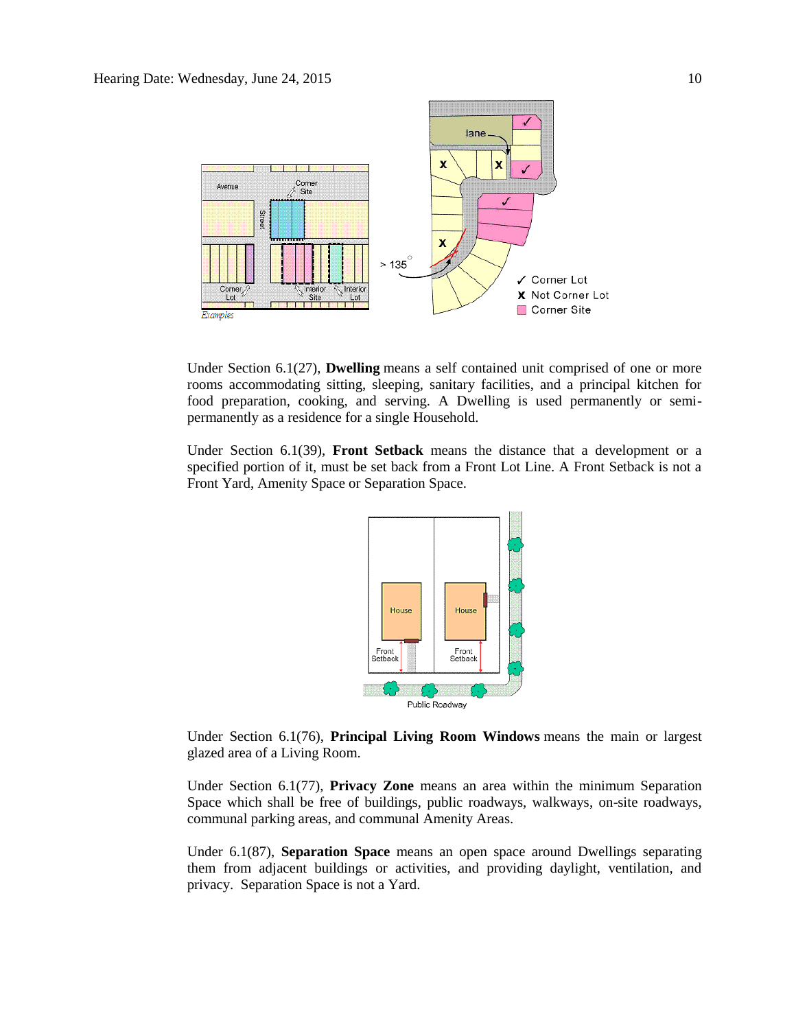Under Section 6.1(27), **Dwelling** means a self contained unit comprised of one or more rooms accommodating sitting, sleeping, sanitary facilities, and a principal kitchen for food preparation, cooking, and serving. A Dwelling is used permanently or semi-permanently as a residence for a single Household.

Under Section 6.1(39), **Front Setback** means the distance that a development or a specified portion of it, must be set back from a Front Lot Line. A Front Setback is not a Front Yard, Amenity Space or Separation Space.

Under Section 6.1(76), **Principal Living Room Windows** means the main or largest glazed area of a Living Room.

Under Section 6.1(77), **Privacy Zone** means an area within the minimum Separation Space which shall be free of buildings, public roadways, walkways, on-site roadways, communal parking areas, and communal Amenity Areas.

Under 6.1(87), **Separation Space** means an open space around Dwellings separating them from adjacent buildings or activities, and providing daylight, ventilation, and privacy. Separation Space is not a Yard.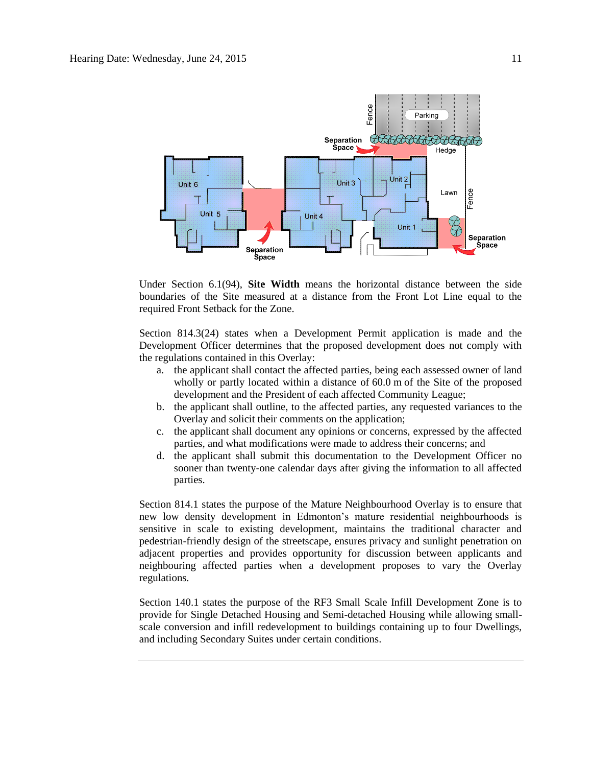Under Section 6.1(94), **Site Width** means the horizontal distance between the side boundaries of the Site measured at a distance from the Front Lot Line equal to the required Front Setback for the Zone.

Section 814.3(24) states when a Development Permit application is made and the Development Officer determines that the proposed development does not comply with the regulations contained in this Overlay:

a. the applicant shall contact the affected parties, being each assessed owner of land wholly or partly located within a distance of 60.0 m of the Site of the proposed development and the President of each affected Community League;
b. the applicant shall outline, to the affected parties, any requested variances to the Overlay and solicit their comments on the application;
c. the applicant shall document any opinions or concerns, expressed by the affected parties, and what modifications were made to address their concerns; and
d. the applicant shall submit this documentation to the Development Officer no sooner than twenty-one calendar days after giving the information to all affected parties.

Section 814.1 states the purpose of the Mature Neighbourhood Overlay is to ensure that new low density development in Edmonton's mature residential neighbourhoods is sensitive in scale to existing development, maintains the traditional character and pedestrian-friendly design of the streetscape, ensures privacy and sunlight penetration on adjacent properties and provides opportunity for discussion between applicants and neighbouring affected parties when a development proposes to vary the Overlay regulations.

Section 140.1 states the purpose of the RF3 Small Scale Infill Development Zone is to provide for Single Detached Housing and Semi-detached Housing while allowing small-scale conversion and infill redevelopment to buildings containing up to four Dwellings, and including Secondary Suites under certain conditions.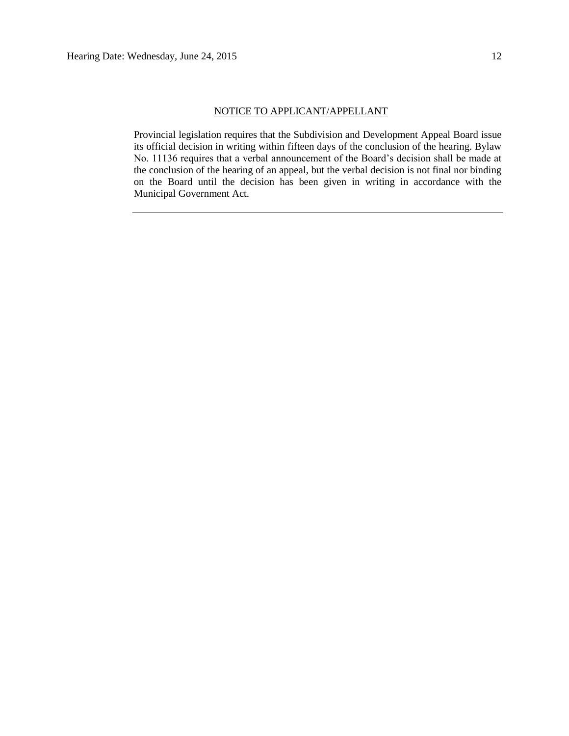NOTICE TO APPLICANT/APPELLANT

Provincial legislation requires that the Subdivision and Development Appeal Board issue its official decision in writing within fifteen days of the conclusion of the hearing. Bylaw No. 11136 requires that a verbal announcement of the Board's decision shall be made at the conclusion of the hearing of an appeal, but the verbal decision is not final nor binding on the Board until the decision has been given in writing in accordance with the Municipal Government Act.

---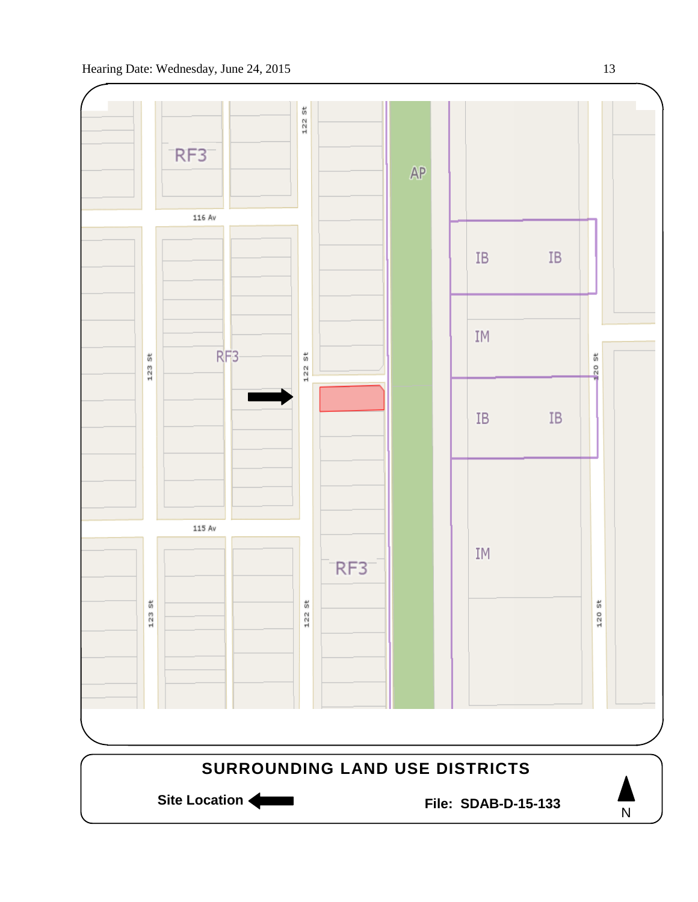RF3

AP

116 Av

IB IB

IM

123 St

RF3

122 St

120 St

IB IB

115 Av

IM

RF3

123 St

122 St

120 St

**SURROUNDING LAND USE DISTRICTS**

**Site Location** ⬅

**File: SDAB-D-15-133**

N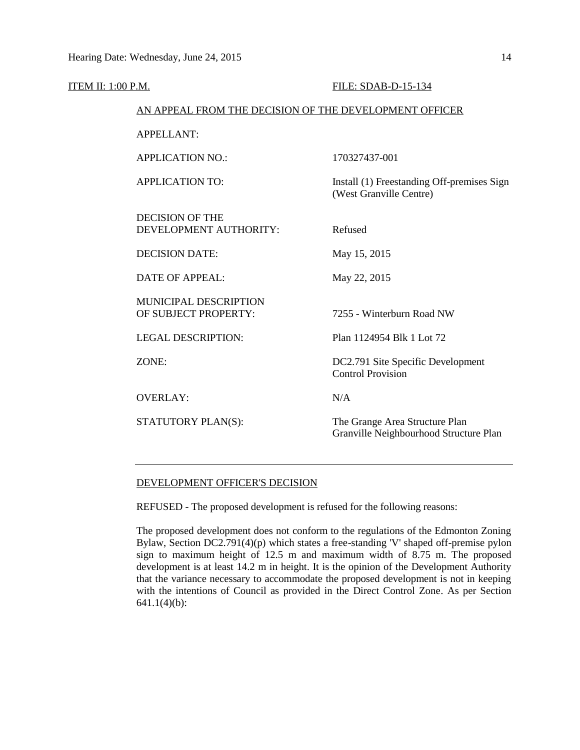ITEM II: 1:00 P.M. FILE: SDAB-D-15-134

AN APPEAL FROM THE DECISION OF THE DEVELOPMENT OFFICER

| | |
|---|---|
| APPELLANT: | |
| APPLICATION NO.: | 170327437-001 |
| APPLICATION TO: | Install (1) Freestanding Off-premises Sign (West Granville Centre) |
| DECISION OF THE DEVELOPMENT AUTHORITY: | Refused |
| DECISION DATE: | May 15, 2015 |
| DATE OF APPEAL: | May 22, 2015 |
| MUNICIPAL DESCRIPTION OF SUBJECT PROPERTY: | 7255 - Winterburn Road NW |
| LEGAL DESCRIPTION: | Plan 1124954 Blk 1 Lot 72 |
| ZONE: | DC2.791 Site Specific Development Control Provision |
| OVERLAY: | N/A |
| STATUTORY PLAN(S): | The Grange Area Structure Plan<br>Granville Neighbourhood Structure Plan |

---

DEVELOPMENT OFFICER'S DECISION

REFUSED - The proposed development is refused for the following reasons:

The proposed development does not conform to the regulations of the Edmonton Zoning Bylaw, Section DC2.791(4)(p) which states a free-standing 'V' shaped off-premise pylon sign to maximum height of 12.5 m and maximum width of 8.75 m. The proposed development is at least 14.2 m in height. It is the opinion of the Development Authority that the variance necessary to accommodate the proposed development is not in keeping with the intentions of Council as provided in the Direct Control Zone. As per Section 641.1(4)(b):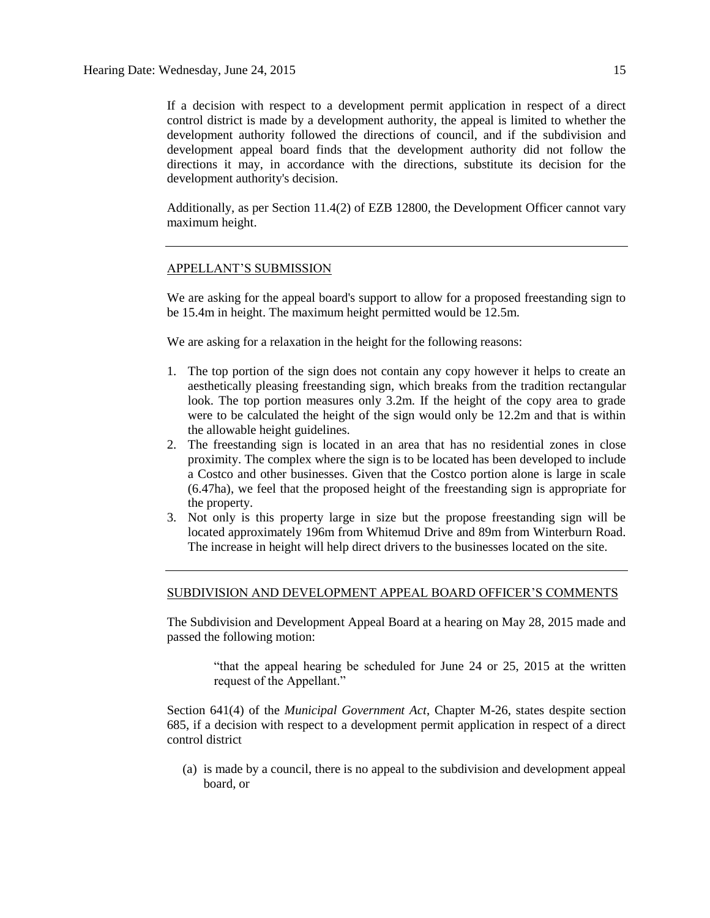If a decision with respect to a development permit application in respect of a direct control district is made by a development authority, the appeal is limited to whether the development authority followed the directions of council, and if the subdivision and development appeal board finds that the development authority did not follow the directions it may, in accordance with the directions, substitute its decision for the development authority's decision.

Additionally, as per Section 11.4(2) of EZB 12800, the Development Officer cannot vary maximum height.

---

## APPELLANT'S SUBMISSION

We are asking for the appeal board's support to allow for a proposed freestanding sign to be 15.4m in height. The maximum height permitted would be 12.5m.

We are asking for a relaxation in the height for the following reasons:

1. The top portion of the sign does not contain any copy however it helps to create an aesthetically pleasing freestanding sign, which breaks from the tradition rectangular look. The top portion measures only 3.2m. If the height of the copy area to grade were to be calculated the height of the sign would only be 12.2m and that is within the allowable height guidelines.
2. The freestanding sign is located in an area that has no residential zones in close proximity. The complex where the sign is to be located has been developed to include a Costco and other businesses. Given that the Costco portion alone is large in scale (6.47ha), we feel that the proposed height of the freestanding sign is appropriate for the property.
3. Not only is this property large in size but the propose freestanding sign will be located approximately 196m from Whitemud Drive and 89m from Winterburn Road. The increase in height will help direct drivers to the businesses located on the site.

---

## SUBDIVISION AND DEVELOPMENT APPEAL BOARD OFFICER'S COMMENTS

The Subdivision and Development Appeal Board at a hearing on May 28, 2015 made and passed the following motion:

> "that the appeal hearing be scheduled for June 24 or 25, 2015 at the written request of the Appellant."

Section 641(4) of the *Municipal Government Act*, Chapter M-26, states despite section 685, if a decision with respect to a development permit application in respect of a direct control district

(a) is made by a council, there is no appeal to the subdivision and development appeal board, or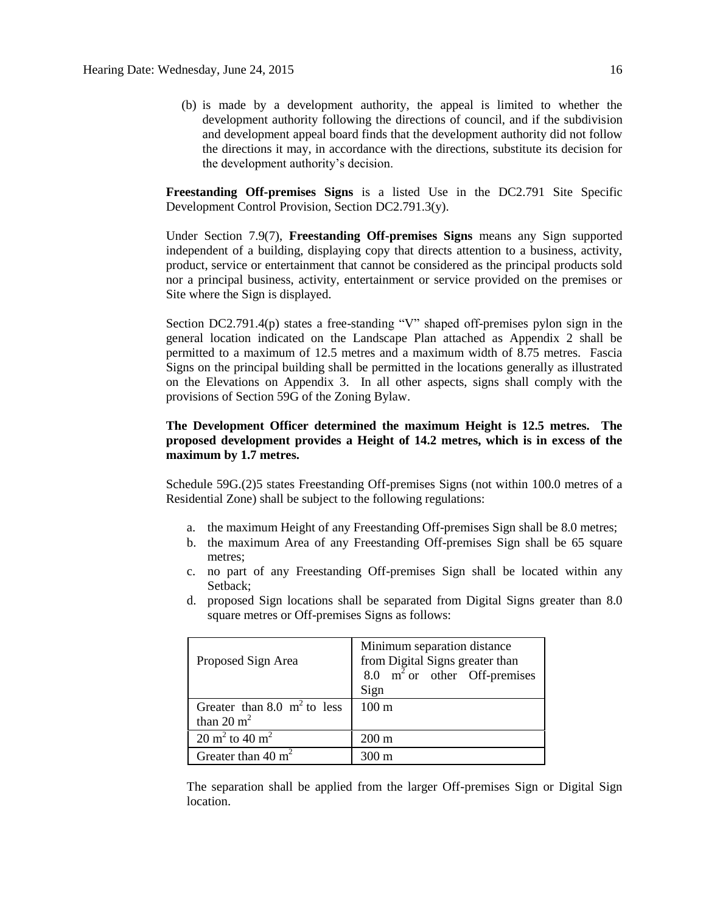(b) is made by a development authority, the appeal is limited to whether the development authority following the directions of council, and if the subdivision and development appeal board finds that the development authority did not follow the directions it may, in accordance with the directions, substitute its decision for the development authority's decision.

**Freestanding Off-premises Signs** is a listed Use in the DC2.791 Site Specific Development Control Provision, Section DC2.791.3(y).

Under Section 7.9(7), **Freestanding Off-premises Signs** means any Sign supported independent of a building, displaying copy that directs attention to a business, activity, product, service or entertainment that cannot be considered as the principal products sold nor a principal business, activity, entertainment or service provided on the premises or Site where the Sign is displayed.

Section DC2.791.4(p) states a free-standing "V" shaped off-premises pylon sign in the general location indicated on the Landscape Plan attached as Appendix 2 shall be permitted to a maximum of 12.5 metres and a maximum width of 8.75 metres. Fascia Signs on the principal building shall be permitted in the locations generally as illustrated on the Elevations on Appendix 3. In all other aspects, signs shall comply with the provisions of Section 59G of the Zoning Bylaw.

**The Development Officer determined the maximum Height is 12.5 metres. The proposed development provides a Height of 14.2 metres, which is in excess of the maximum by 1.7 metres.**

Schedule 59G.(2)5 states Freestanding Off-premises Signs (not within 100.0 metres of a Residential Zone) shall be subject to the following regulations:

a. the maximum Height of any Freestanding Off-premises Sign shall be 8.0 metres;
b. the maximum Area of any Freestanding Off-premises Sign shall be 65 square metres;
c. no part of any Freestanding Off-premises Sign shall be located within any Setback;
d. proposed Sign locations shall be separated from Digital Signs greater than 8.0 square metres or Off-premises Signs as follows:

| Proposed Sign Area | Minimum separation distance from Digital Signs greater than 8.0 $m^2$ or other Off-premises Sign |
|---|---|
| Greater than 8.0 $m^2$ to less than 20 $m^2$ | 100 m |
| 20 $m^2$ to 40 $m^2$ | 200 m |
| Greater than 40 $m^2$ | 300 m |

The separation shall be applied from the larger Off-premises Sign or Digital Sign location.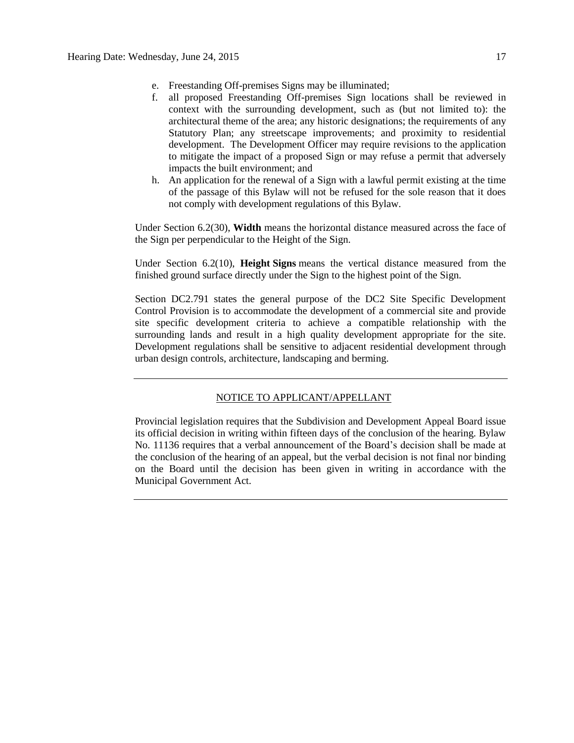e. Freestanding Off-premises Signs may be illuminated;
f. all proposed Freestanding Off-premises Sign locations shall be reviewed in context with the surrounding development, such as (but not limited to): the architectural theme of the area; any historic designations; the requirements of any Statutory Plan; any streetscape improvements; and proximity to residential development. The Development Officer may require revisions to the application to mitigate the impact of a proposed Sign or may refuse a permit that adversely impacts the built environment; and
h. An application for the renewal of a Sign with a lawful permit existing at the time of the passage of this Bylaw will not be refused for the sole reason that it does not comply with development regulations of this Bylaw.

Under Section 6.2(30), **Width** means the horizontal distance measured across the face of the Sign per perpendicular to the Height of the Sign.

Under Section 6.2(10), **Height Signs** means the vertical distance measured from the finished ground surface directly under the Sign to the highest point of the Sign.

Section DC2.791 states the general purpose of the DC2 Site Specific Development Control Provision is to accommodate the development of a commercial site and provide site specific development criteria to achieve a compatible relationship with the surrounding lands and result in a high quality development appropriate for the site. Development regulations shall be sensitive to adjacent residential development through urban design controls, architecture, landscaping and berming.

---

NOTICE TO APPLICANT/APPELLANT

Provincial legislation requires that the Subdivision and Development Appeal Board issue its official decision in writing within fifteen days of the conclusion of the hearing. Bylaw No. 11136 requires that a verbal announcement of the Board's decision shall be made at the conclusion of the hearing of an appeal, but the verbal decision is not final nor binding on the Board until the decision has been given in writing in accordance with the Municipal Government Act.

---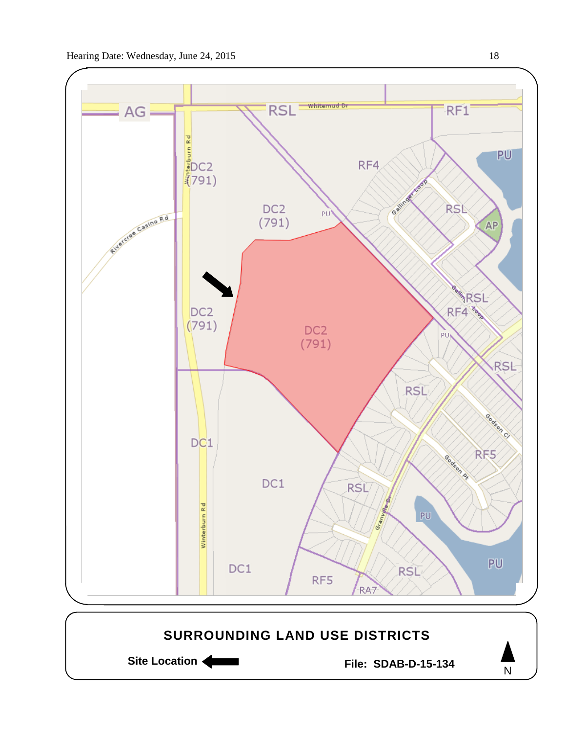AG

RSL

Whitemud Dr

RF1

Winterburn Rd

DC2 (791)

RF4

PU

DC2 (791)

PU

Gallinger Loop

RSL

AP

Rivercree Casino Rd

Gallinger Loop

RSL

RF4

DC2 (791)

DC2 (791)

PU

RSL

RSL

Godson Cl

DC1

RF5

Godson Pt

DC1

RSL

Granville Dr

PU

Winterburn Rd

PU

DC1

RF5

RSL

RA7

**SURROUNDING LAND USE DISTRICTS**

**Site Location** ←

**File: SDAB-D-15-134**

N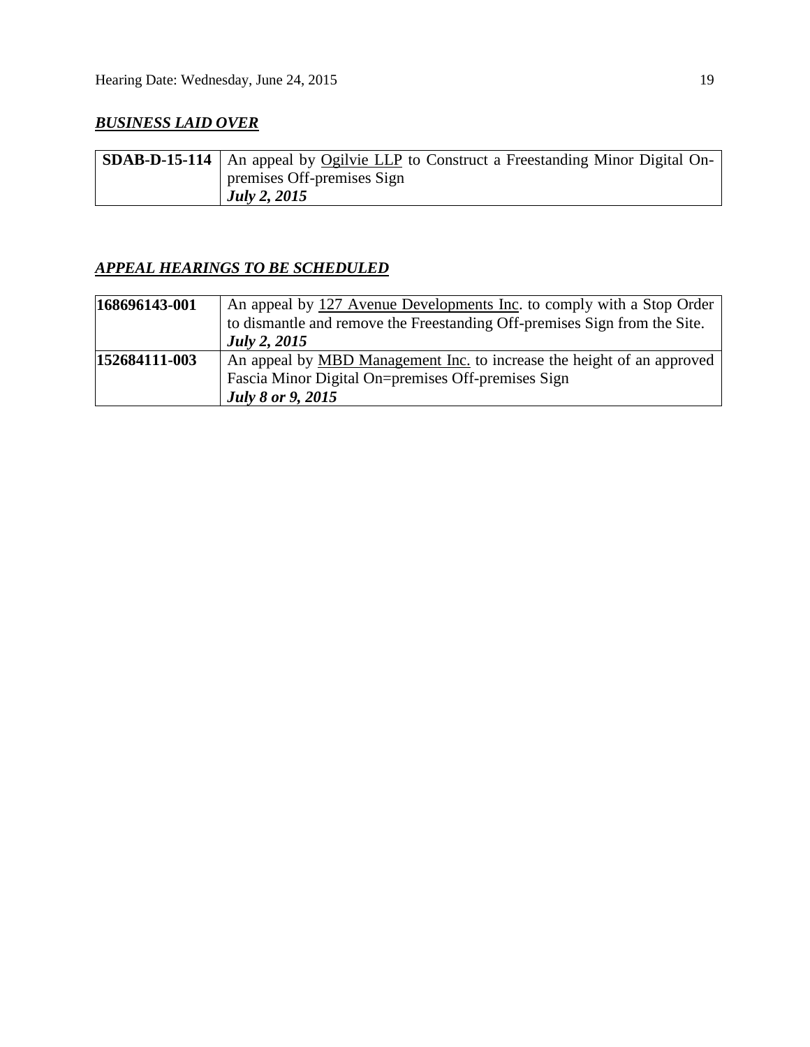## ***BUSINESS LAID OVER***

| | |
|---|---|
| **SDAB-D-15-114** | An appeal by Ogilvie LLP to Construct a Freestanding Minor Digital On-premises Off-premises Sign<br>***July 2, 2015*** |

## ***APPEAL HEARINGS TO BE SCHEDULED***

| | |
|---|---|
| **168696143-001** | An appeal by 127 Avenue Developments Inc. to comply with a Stop Order to dismantle and remove the Freestanding Off-premises Sign from the Site.<br>***July 2, 2015*** |
| **152684111-003** | An appeal by MBD Management Inc. to increase the height of an approved Fascia Minor Digital On=premises Off-premises Sign<br>***July 8 or 9, 2015*** |